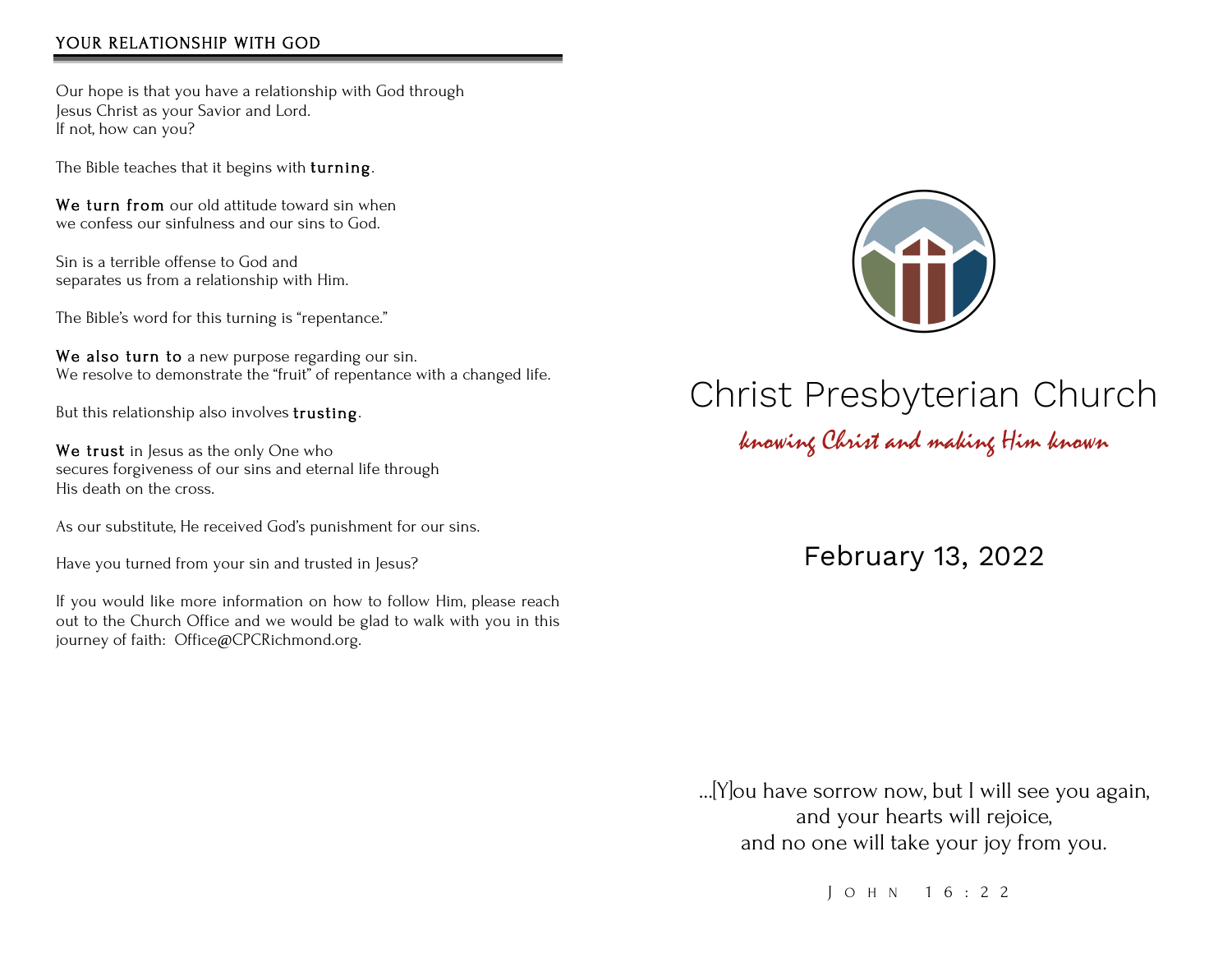## YOUR RELATIONSHIP WITH GOD

Our hope is that you have a relationship with God through Jesus Christ as your Savior and Lord.
If not, how can you?

The Bible teaches that it begins with **turning**.

**We turn from** our old attitude toward sin when we confess our sinfulness and our sins to God.

Sin is a terrible offense to God and separates us from a relationship with Him.

The Bible's word for this turning is "repentance."

**We also turn to** a new purpose regarding our sin.
We resolve to demonstrate the "fruit" of repentance with a changed life.

But this relationship also involves **trusting**.

**We trust** in Jesus as the only One who secures forgiveness of our sins and eternal life through His death on the cross.

As our substitute, He received God's punishment for our sins.

Have you turned from your sin and trusted in Jesus?

If you would like more information on how to follow Him, please reach out to the Church Office and we would be glad to walk with you in this journey of faith: Office@CPCRichmond.org.

# Christ Presbyterian Church

*knowing Christ and making Him known*

## February 13, 2022

...[Y]ou have sorrow now, but I will see you again,
and your hearts will rejoice,
and no one will take your joy from you.

JOHN 16:22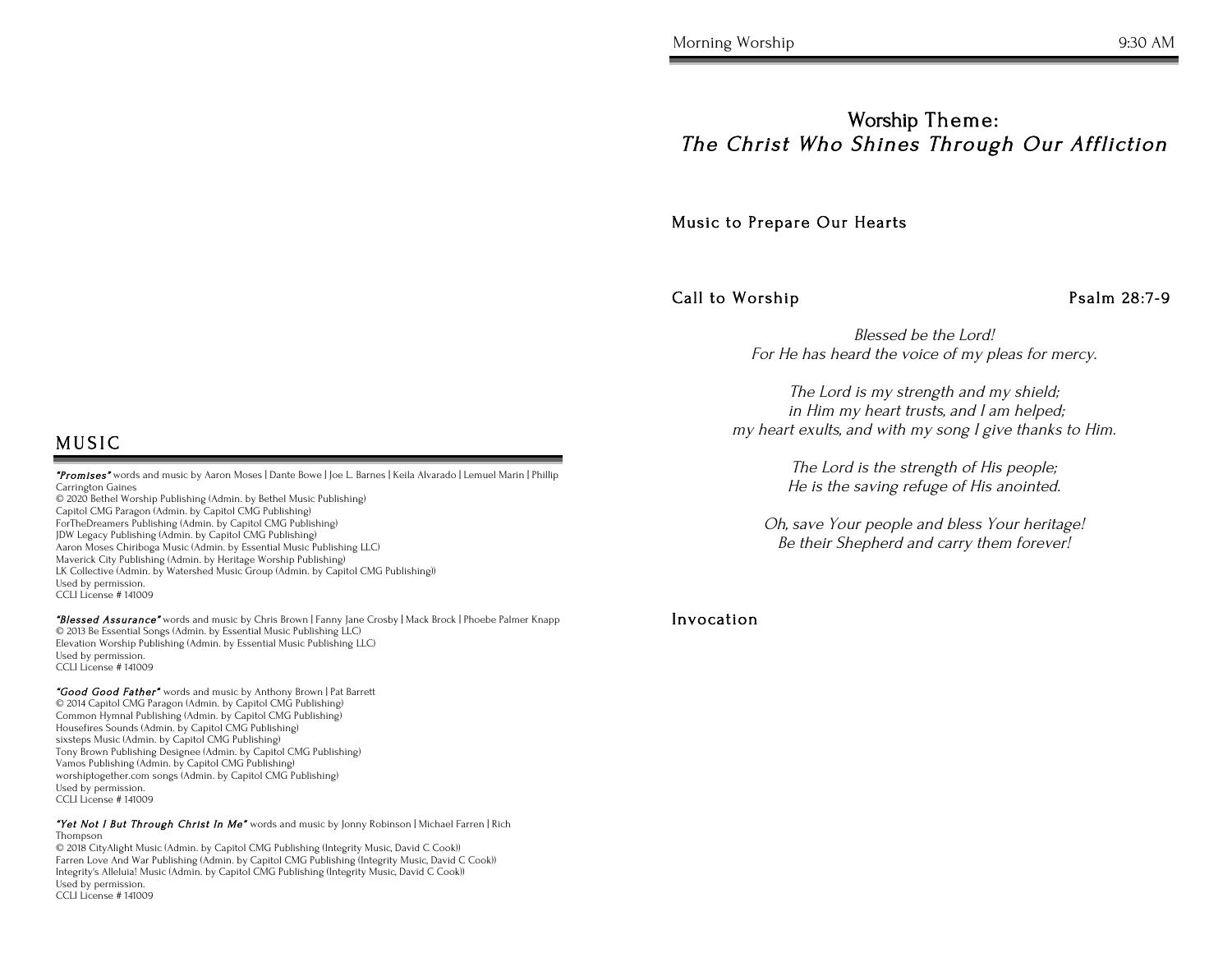## MUSIC

***"Promises"*** words and music by Aaron Moses | Dante Bowe | Joe L. Barnes | Keila Alvarado | Lemuel Marin | Phillip Carrington Gaines
© 2020 Bethel Worship Publishing (Admin. by Bethel Music Publishing)
Capitol CMG Paragon (Admin. by Capitol CMG Publishing)
ForTheDreamers Publishing (Admin. by Capitol CMG Publishing)
JDW Legacy Publishing (Admin. by Capitol CMG Publishing)
Aaron Moses Chiriboga Music (Admin. by Essential Music Publishing LLC)
Maverick City Publishing (Admin. by Heritage Worship Publishing)
LK Collective (Admin. by Watershed Music Group (Admin. by Capitol CMG Publishing))
Used by permission.
CCLI License # 141009

***"Blessed Assurance"*** words and music by Chris Brown | Fanny Jane Crosby | Mack Brock | Phoebe Palmer Knapp
© 2013 Be Essential Songs (Admin. by Essential Music Publishing LLC)
Elevation Worship Publishing (Admin. by Essential Music Publishing LLC)
Used by permission.
CCLI License # 141009

***"Good Good Father"*** words and music by Anthony Brown | Pat Barrett
© 2014 Capitol CMG Paragon (Admin. by Capitol CMG Publishing)
Common Hymnal Publishing (Admin. by Capitol CMG Publishing)
Housefires Sounds (Admin. by Capitol CMG Publishing)
sixsteps Music (Admin. by Capitol CMG Publishing)
Tony Brown Publishing Designee (Admin. by Capitol CMG Publishing)
Vamos Publishing (Admin. by Capitol CMG Publishing)
worshiptogether.com songs (Admin. by Capitol CMG Publishing)
Used by permission.
CCLI License # 141009

***"Yet Not I But Through Christ In Me"*** words and music by Jonny Robinson | Michael Farren | Rich Thompson
© 2018 CityAlight Music (Admin. by Capitol CMG Publishing (Integrity Music, David C Cook))
Farren Love And War Publishing (Admin. by Capitol CMG Publishing (Integrity Music, David C Cook))
Integrity's Alleluia! Music (Admin. by Capitol CMG Publishing (Integrity Music, David C Cook))
Used by permission.
CCLI License # 141009

Morning Worship 9:30 AM

# Worship Theme: *The Christ Who Shines Through Our Affliction*

### Music to Prepare Our Hearts

### Call to Worship — Psalm 28:7-9

*Blessed be the Lord!*
*For He has heard the voice of my pleas for mercy.*

*The Lord is my strength and my shield;*
*in Him my heart trusts, and I am helped;*
*my heart exults, and with my song I give thanks to Him.*

*The Lord is the strength of His people;*
*He is the saving refuge of His anointed.*

*Oh, save Your people and bless Your heritage!*
*Be their Shepherd and carry them forever!*

### Invocation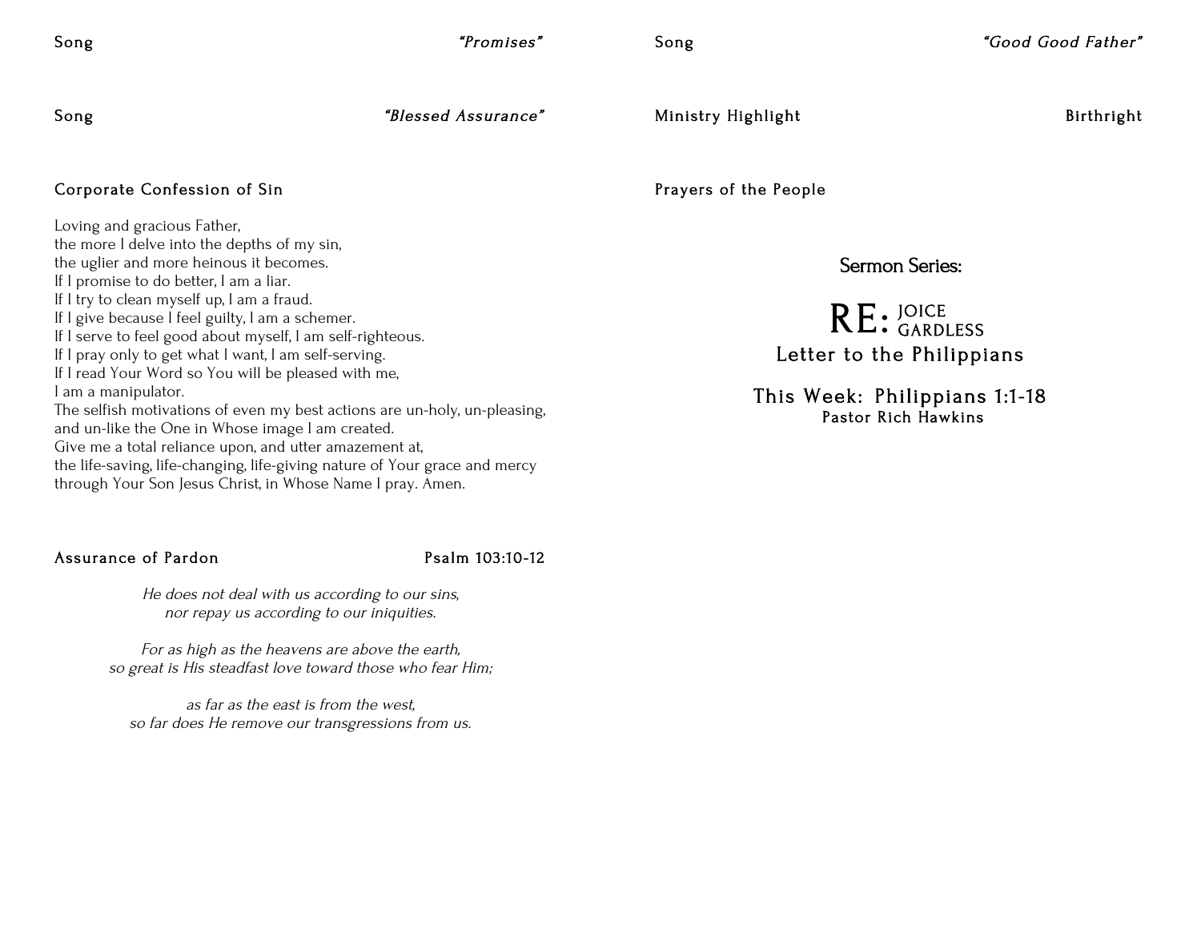**Song** *"Promises"*

**Song** *"Blessed Assurance"*

**Corporate Confession of Sin**

Loving and gracious Father,
the more I delve into the depths of my sin,
the uglier and more heinous it becomes.
If I promise to do better, I am a liar.
If I try to clean myself up, I am a fraud.
If I give because I feel guilty, I am a schemer.
If I serve to feel good about myself, I am self-righteous.
If I pray only to get what I want, I am self-serving.
If I read Your Word so You will be pleased with me,
I am a manipulator.
The selfish motivations of even my best actions are un-holy, un-pleasing,
and un-like the One in Whose image I am created.
Give me a total reliance upon, and utter amazement at,
the life-saving, life-changing, life-giving nature of Your grace and mercy
through Your Son Jesus Christ, in Whose Name I pray. Amen.

**Assurance of Pardon** Psalm 103:10-12

*He does not deal with us according to our sins,*
*nor repay us according to our iniquities.*

*For as high as the heavens are above the earth,*
*so great is His steadfast love toward those who fear Him;*

*as far as the east is from the west,*
*so far does He remove our transgressions from us.*

**Song** *"Good Good Father"*

**Ministry Highlight** Birthright

**Prayers of the People**

## Sermon Series:

## RE: JOICE / GARDLESS

## Letter to the Philippians

### This Week: Philippians 1:1-18

Pastor Rich Hawkins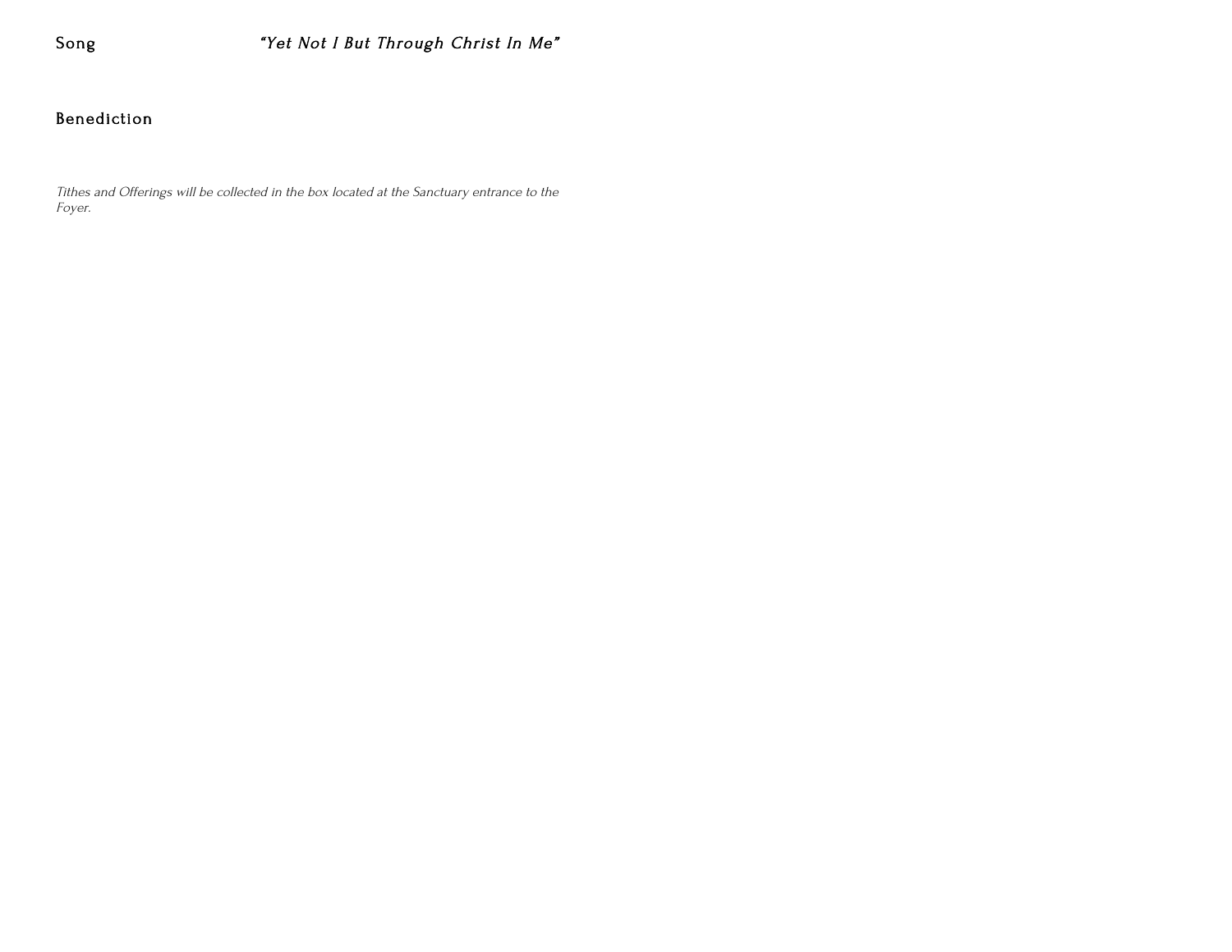Song *“Yet Not I But Through Christ In Me”*

Benediction

*Tithes and Offerings will be collected in the box located at the Sanctuary entrance to the Foyer.*